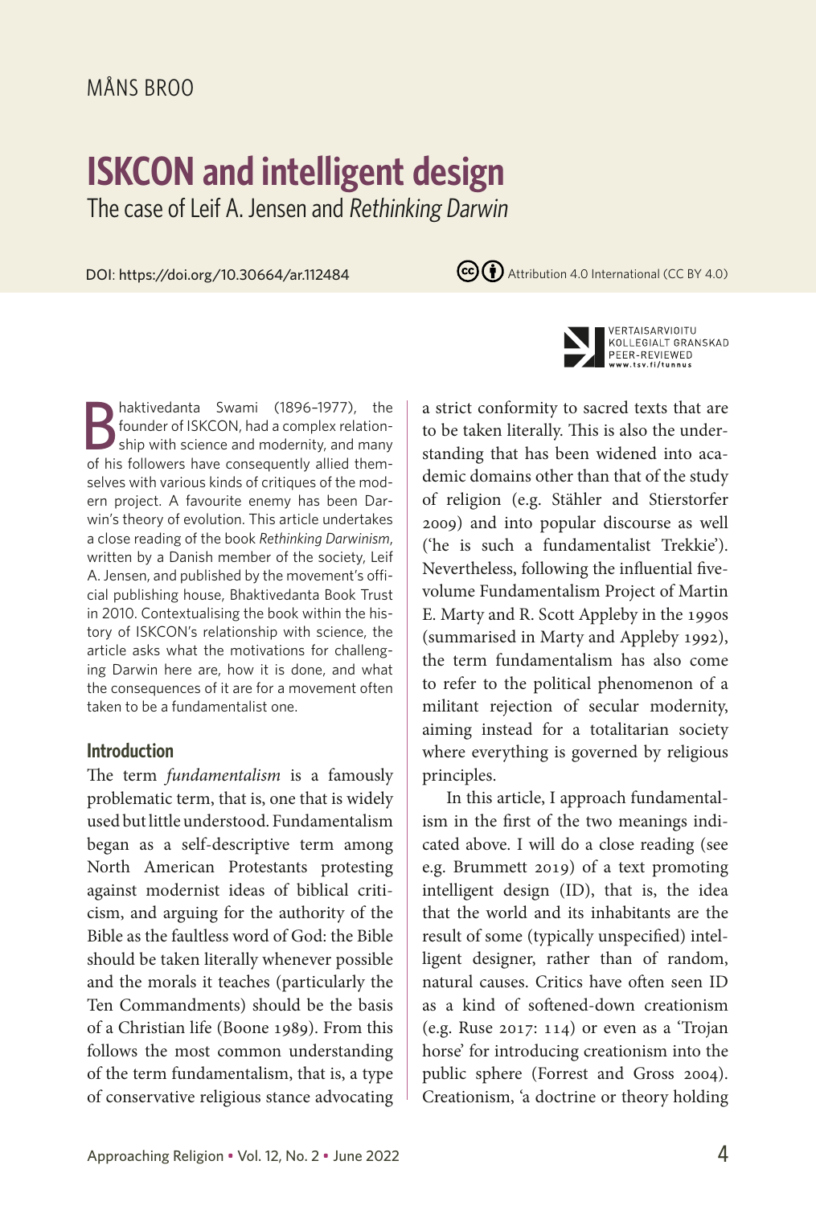MÅNS BROO

# ISKCON and intelligent design

## The case of Leif A. Jensen and *Rethinking Darwin*

DOI: https://doi.org/10.30664/ar.112484

Attribution 4.0 International (CC BY 4.0)

VERTAISARVIOITU
KOLLEGIALT GRANSKAD
PEER-REVIEWED
www.tsv.fi/tunnus

Bhaktivedanta Swami (1896–1977), the founder of ISKCON, had a complex relationship with science and modernity, and many of his followers have consequently allied themselves with various kinds of critiques of the modern project. A favourite enemy has been Darwin's theory of evolution. This article undertakes a close reading of the book *Rethinking Darwinism*, written by a Danish member of the society, Leif A. Jensen, and published by the movement's official publishing house, Bhaktivedanta Book Trust in 2010. Contextualising the book within the history of ISKCON's relationship with science, the article asks what the motivations for challenging Darwin here are, how it is done, and what the consequences of it are for a movement often taken to be a fundamentalist one.

### Introduction

The term *fundamentalism* is a famously problematic term, that is, one that is widely used but little understood. Fundamentalism began as a self-descriptive term among North American Protestants protesting against modernist ideas of biblical criticism, and arguing for the authority of the Bible as the faultless word of God: the Bible should be taken literally whenever possible and the morals it teaches (particularly the Ten Commandments) should be the basis of a Christian life (Boone 1989). From this follows the most common understanding of the term fundamentalism, that is, a type of conservative religious stance advocating a strict conformity to sacred texts that are to be taken literally. This is also the understanding that has been widened into academic domains other than that of the study of religion (e.g. Stähler and Stierstorfer 2009) and into popular discourse as well ('he is such a fundamentalist Trekkie'). Nevertheless, following the influential five-volume Fundamentalism Project of Martin E. Marty and R. Scott Appleby in the 1990s (summarised in Marty and Appleby 1992), the term fundamentalism has also come to refer to the political phenomenon of a militant rejection of secular modernity, aiming instead for a totalitarian society where everything is governed by religious principles.

In this article, I approach fundamentalism in the first of the two meanings indicated above. I will do a close reading (see e.g. Brummett 2019) of a text promoting intelligent design (ID), that is, the idea that the world and its inhabitants are the result of some (typically unspecified) intelligent designer, rather than of random, natural causes. Critics have often seen ID as a kind of softened-down creationism (e.g. Ruse 2017: 114) or even as a 'Trojan horse' for introducing creationism into the public sphere (Forrest and Gross 2004). Creationism, 'a doctrine or theory holding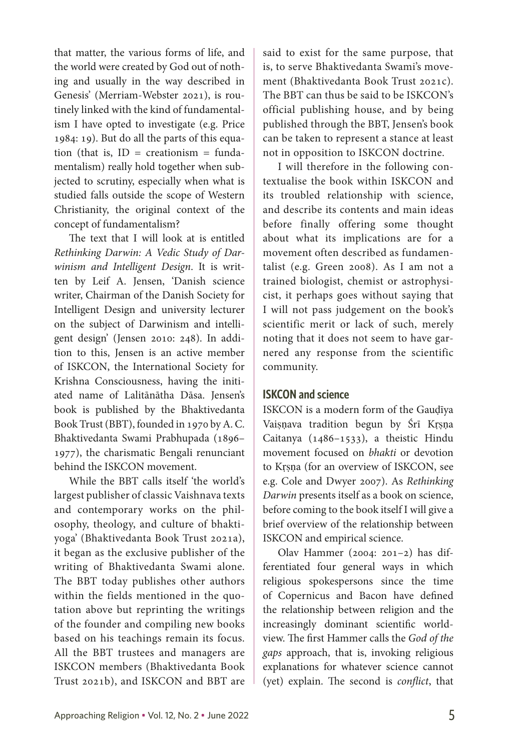that matter, the various forms of life, and the world were created by God out of nothing and usually in the way described in Genesis' (Merriam-Webster 2021), is routinely linked with the kind of fundamentalism I have opted to investigate (e.g. Price 1984: 19). But do all the parts of this equation (that is, ID = creationism = fundamentalism) really hold together when subjected to scrutiny, especially when what is studied falls outside the scope of Western Christianity, the original context of the concept of fundamentalism?

The text that I will look at is entitled *Rethinking Darwin: A Vedic Study of Darwinism and Intelligent Design*. It is written by Leif A. Jensen, 'Danish science writer, Chairman of the Danish Society for Intelligent Design and university lecturer on the subject of Darwinism and intelligent design' (Jensen 2010: 248). In addition to this, Jensen is an active member of ISKCON, the International Society for Krishna Consciousness, having the initiated name of Lalitānātha Dāsa. Jensen's book is published by the Bhaktivedanta Book Trust (BBT), founded in 1970 by A. C. Bhaktivedanta Swami Prabhupada (1896–1977), the charismatic Bengali renunciant behind the ISKCON movement.

While the BBT calls itself 'the world's largest publisher of classic Vaishnava texts and contemporary works on the philosophy, theology, and culture of bhakti-yoga' (Bhaktivedanta Book Trust 2021a), it began as the exclusive publisher of the writing of Bhaktivedanta Swami alone. The BBT today publishes other authors within the fields mentioned in the quotation above but reprinting the writings of the founder and compiling new books based on his teachings remain its focus. All the BBT trustees and managers are ISKCON members (Bhaktivedanta Book Trust 2021b), and ISKCON and BBT are said to exist for the same purpose, that is, to serve Bhaktivedanta Swami's movement (Bhaktivedanta Book Trust 2021c). The BBT can thus be said to be ISKCON's official publishing house, and by being published through the BBT, Jensen's book can be taken to represent a stance at least not in opposition to ISKCON doctrine.

I will therefore in the following contextualise the book within ISKCON and its troubled relationship with science, and describe its contents and main ideas before finally offering some thought about what its implications are for a movement often described as fundamentalist (e.g. Green 2008). As I am not a trained biologist, chemist or astrophysicist, it perhaps goes without saying that I will not pass judgement on the book's scientific merit or lack of such, merely noting that it does not seem to have garnered any response from the scientific community.

## ISKCON and science

ISKCON is a modern form of the Gauḍīya Vaiṣṇava tradition begun by Śrī Kṛṣṇa Caitanya (1486–1533), a theistic Hindu movement focused on *bhakti* or devotion to Kṛṣṇa (for an overview of ISKCON, see e.g. Cole and Dwyer 2007). As *Rethinking Darwin* presents itself as a book on science, before coming to the book itself I will give a brief overview of the relationship between ISKCON and empirical science.

Olav Hammer (2004: 201–2) has differentiated four general ways in which religious spokespersons since the time of Copernicus and Bacon have defined the relationship between religion and the increasingly dominant scientific worldview. The first Hammer calls the *God of the gaps* approach, that is, invoking religious explanations for whatever science cannot (yet) explain. The second is *conflict*, that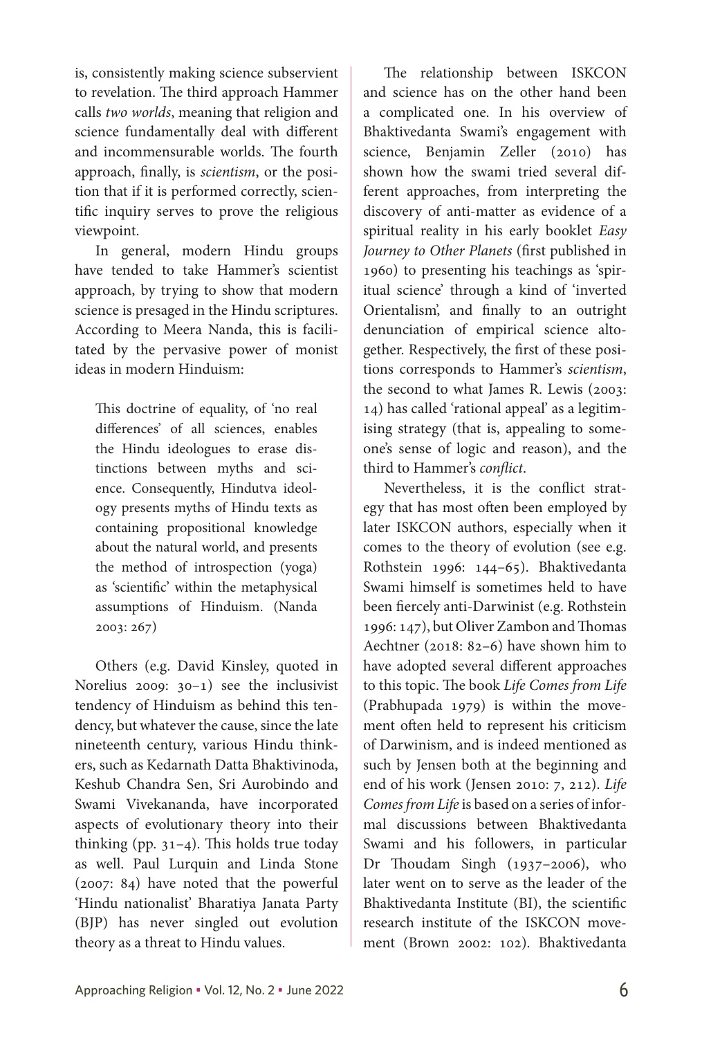is, consistently making science subservient to revelation. The third approach Hammer calls *two worlds*, meaning that religion and science fundamentally deal with different and incommensurable worlds. The fourth approach, finally, is *scientism*, or the position that if it is performed correctly, scientific inquiry serves to prove the religious viewpoint.

In general, modern Hindu groups have tended to take Hammer's scientist approach, by trying to show that modern science is presaged in the Hindu scriptures. According to Meera Nanda, this is facilitated by the pervasive power of monist ideas in modern Hinduism:

> This doctrine of equality, of 'no real differences' of all sciences, enables the Hindu ideologues to erase distinctions between myths and science. Consequently, Hindutva ideology presents myths of Hindu texts as containing propositional knowledge about the natural world, and presents the method of introspection (yoga) as 'scientific' within the metaphysical assumptions of Hinduism. (Nanda 2003: 267)

Others (e.g. David Kinsley, quoted in Norelius 2009: 30–1) see the inclusivist tendency of Hinduism as behind this tendency, but whatever the cause, since the late nineteenth century, various Hindu thinkers, such as Kedarnath Datta Bhaktivinoda, Keshub Chandra Sen, Sri Aurobindo and Swami Vivekananda, have incorporated aspects of evolutionary theory into their thinking (pp. 31–4). This holds true today as well. Paul Lurquin and Linda Stone (2007: 84) have noted that the powerful 'Hindu nationalist' Bharatiya Janata Party (BJP) has never singled out evolution theory as a threat to Hindu values.

The relationship between ISKCON and science has on the other hand been a complicated one. In his overview of Bhaktivedanta Swami's engagement with science, Benjamin Zeller (2010) has shown how the swami tried several different approaches, from interpreting the discovery of anti-matter as evidence of a spiritual reality in his early booklet *Easy Journey to Other Planets* (first published in 1960) to presenting his teachings as 'spiritual science' through a kind of 'inverted Orientalism', and finally to an outright denunciation of empirical science altogether. Respectively, the first of these positions corresponds to Hammer's *scientism*, the second to what James R. Lewis (2003: 14) has called 'rational appeal' as a legitimising strategy (that is, appealing to someone's sense of logic and reason), and the third to Hammer's *conflict*.

Nevertheless, it is the conflict strategy that has most often been employed by later ISKCON authors, especially when it comes to the theory of evolution (see e.g. Rothstein 1996: 144–65). Bhaktivedanta Swami himself is sometimes held to have been fiercely anti-Darwinist (e.g. Rothstein 1996: 147), but Oliver Zambon and Thomas Aechtner (2018: 82–6) have shown him to have adopted several different approaches to this topic. The book *Life Comes from Life* (Prabhupada 1979) is within the movement often held to represent his criticism of Darwinism, and is indeed mentioned as such by Jensen both at the beginning and end of his work (Jensen 2010: 7, 212). *Life Comes from Life* is based on a series of informal discussions between Bhaktivedanta Swami and his followers, in particular Dr Thoudam Singh (1937–2006), who later went on to serve as the leader of the Bhaktivedanta Institute (BI), the scientific research institute of the ISKCON movement (Brown 2002: 102). Bhaktivedanta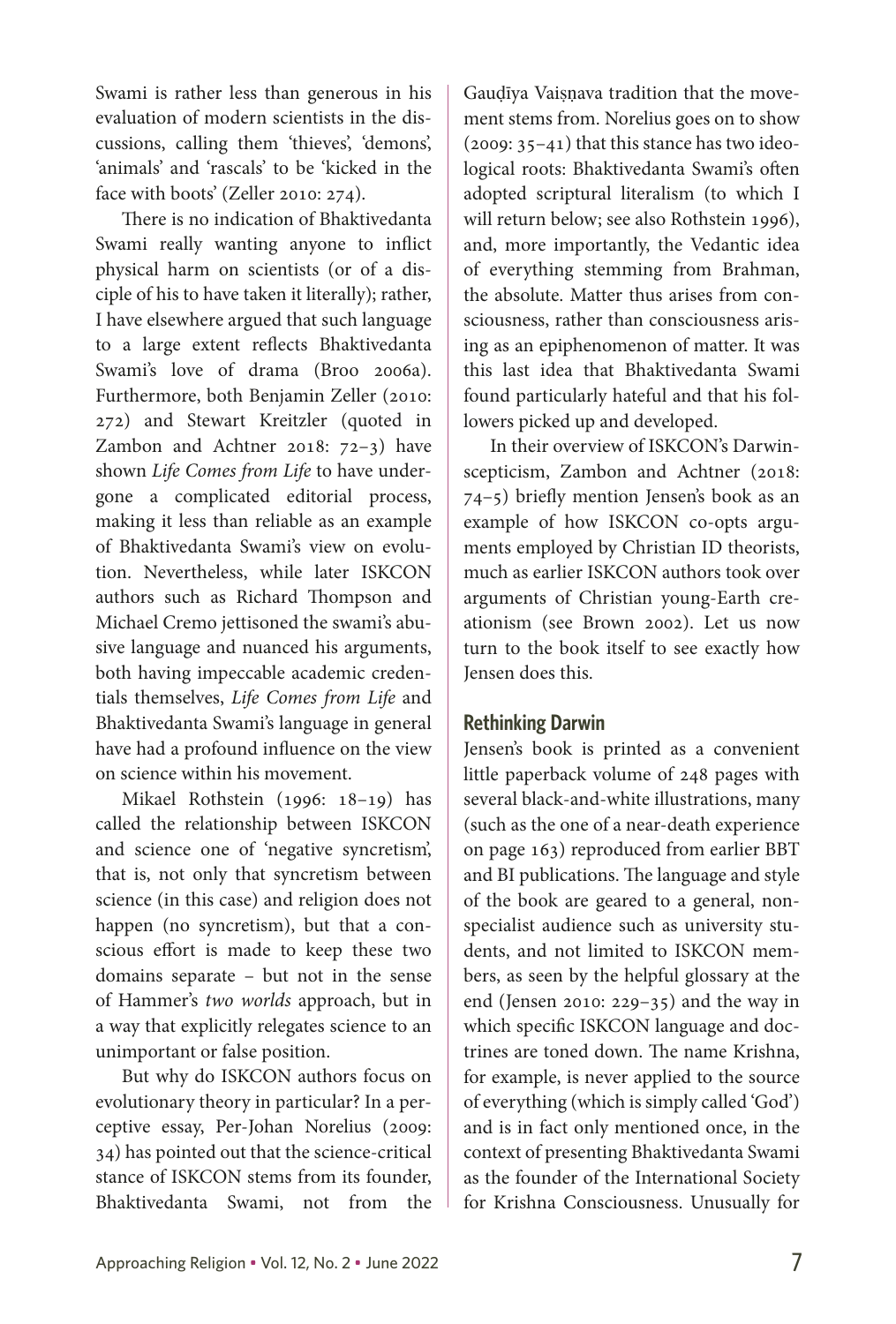Swami is rather less than generous in his evaluation of modern scientists in the discussions, calling them 'thieves', 'demons', 'animals' and 'rascals' to be 'kicked in the face with boots' (Zeller 2010: 274).

There is no indication of Bhaktivedanta Swami really wanting anyone to inflict physical harm on scientists (or of a disciple of his to have taken it literally); rather, I have elsewhere argued that such language to a large extent reflects Bhaktivedanta Swami's love of drama (Broo 2006a). Furthermore, both Benjamin Zeller (2010: 272) and Stewart Kreitzler (quoted in Zambon and Achtner 2018: 72–3) have shown *Life Comes from Life* to have undergone a complicated editorial process, making it less than reliable as an example of Bhaktivedanta Swami's view on evolution. Nevertheless, while later ISKCON authors such as Richard Thompson and Michael Cremo jettisoned the swami's abusive language and nuanced his arguments, both having impeccable academic credentials themselves, *Life Comes from Life* and Bhaktivedanta Swami's language in general have had a profound influence on the view on science within his movement.

Mikael Rothstein (1996: 18–19) has called the relationship between ISKCON and science one of 'negative syncretism', that is, not only that syncretism between science (in this case) and religion does not happen (no syncretism), but that a conscious effort is made to keep these two domains separate – but not in the sense of Hammer's *two worlds* approach, but in a way that explicitly relegates science to an unimportant or false position.

But why do ISKCON authors focus on evolutionary theory in particular? In a perceptive essay, Per-Johan Norelius (2009: 34) has pointed out that the science-critical stance of ISKCON stems from its founder, Bhaktivedanta Swami, not from the Gauḍīya Vaiṣṇava tradition that the movement stems from. Norelius goes on to show (2009: 35–41) that this stance has two ideological roots: Bhaktivedanta Swami's often adopted scriptural literalism (to which I will return below; see also Rothstein 1996), and, more importantly, the Vedantic idea of everything stemming from Brahman, the absolute. Matter thus arises from consciousness, rather than consciousness arising as an epiphenomenon of matter. It was this last idea that Bhaktivedanta Swami found particularly hateful and that his followers picked up and developed.

In their overview of ISKCON's Darwinscepticism, Zambon and Achtner (2018: 74–5) briefly mention Jensen's book as an example of how ISKCON co-opts arguments employed by Christian ID theorists, much as earlier ISKCON authors took over arguments of Christian young-Earth creationism (see Brown 2002). Let us now turn to the book itself to see exactly how Jensen does this.

## Rethinking Darwin

Jensen's book is printed as a convenient little paperback volume of 248 pages with several black-and-white illustrations, many (such as the one of a near-death experience on page 163) reproduced from earlier BBT and BI publications. The language and style of the book are geared to a general, nonspecialist audience such as university students, and not limited to ISKCON members, as seen by the helpful glossary at the end (Jensen 2010: 229–35) and the way in which specific ISKCON language and doctrines are toned down. The name Krishna, for example, is never applied to the source of everything (which is simply called 'God') and is in fact only mentioned once, in the context of presenting Bhaktivedanta Swami as the founder of the International Society for Krishna Consciousness. Unusually for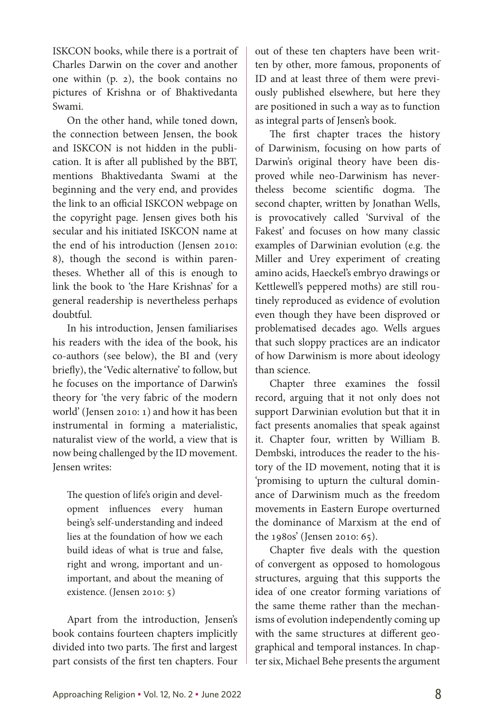ISKCON books, while there is a portrait of Charles Darwin on the cover and another one within (p. 2), the book contains no pictures of Krishna or of Bhaktivedanta Swami.

On the other hand, while toned down, the connection between Jensen, the book and ISKCON is not hidden in the publication. It is after all published by the BBT, mentions Bhaktivedanta Swami at the beginning and the very end, and provides the link to an official ISKCON webpage on the copyright page. Jensen gives both his secular and his initiated ISKCON name at the end of his introduction (Jensen 2010: 8), though the second is within parentheses. Whether all of this is enough to link the book to 'the Hare Krishnas' for a general readership is nevertheless perhaps doubtful.

In his introduction, Jensen familiarises his readers with the idea of the book, his co-authors (see below), the BI and (very briefly), the 'Vedic alternative' to follow, but he focuses on the importance of Darwin's theory for 'the very fabric of the modern world' (Jensen 2010: 1) and how it has been instrumental in forming a materialistic, naturalist view of the world, a view that is now being challenged by the ID movement. Jensen writes:

> The question of life's origin and development influences every human being's self-understanding and indeed lies at the foundation of how we each build ideas of what is true and false, right and wrong, important and unimportant, and about the meaning of existence. (Jensen 2010: 5)

Apart from the introduction, Jensen's book contains fourteen chapters implicitly divided into two parts. The first and largest part consists of the first ten chapters. Four out of these ten chapters have been written by other, more famous, proponents of ID and at least three of them were previously published elsewhere, but here they are positioned in such a way as to function as integral parts of Jensen's book.

The first chapter traces the history of Darwinism, focusing on how parts of Darwin's original theory have been disproved while neo-Darwinism has nevertheless become scientific dogma. The second chapter, written by Jonathan Wells, is provocatively called 'Survival of the Fakest' and focuses on how many classic examples of Darwinian evolution (e.g. the Miller and Urey experiment of creating amino acids, Haeckel's embryo drawings or Kettlewell's peppered moths) are still routinely reproduced as evidence of evolution even though they have been disproved or problematised decades ago. Wells argues that such sloppy practices are an indicator of how Darwinism is more about ideology than science.

Chapter three examines the fossil record, arguing that it not only does not support Darwinian evolution but that it in fact presents anomalies that speak against it. Chapter four, written by William B. Dembski, introduces the reader to the history of the ID movement, noting that it is 'promising to upturn the cultural dominance of Darwinism much as the freedom movements in Eastern Europe overturned the dominance of Marxism at the end of the 1980s' (Jensen 2010: 65).

Chapter five deals with the question of convergent as opposed to homologous structures, arguing that this supports the idea of one creator forming variations of the same theme rather than the mechanisms of evolution independently coming up with the same structures at different geographical and temporal instances. In chapter six, Michael Behe presents the argument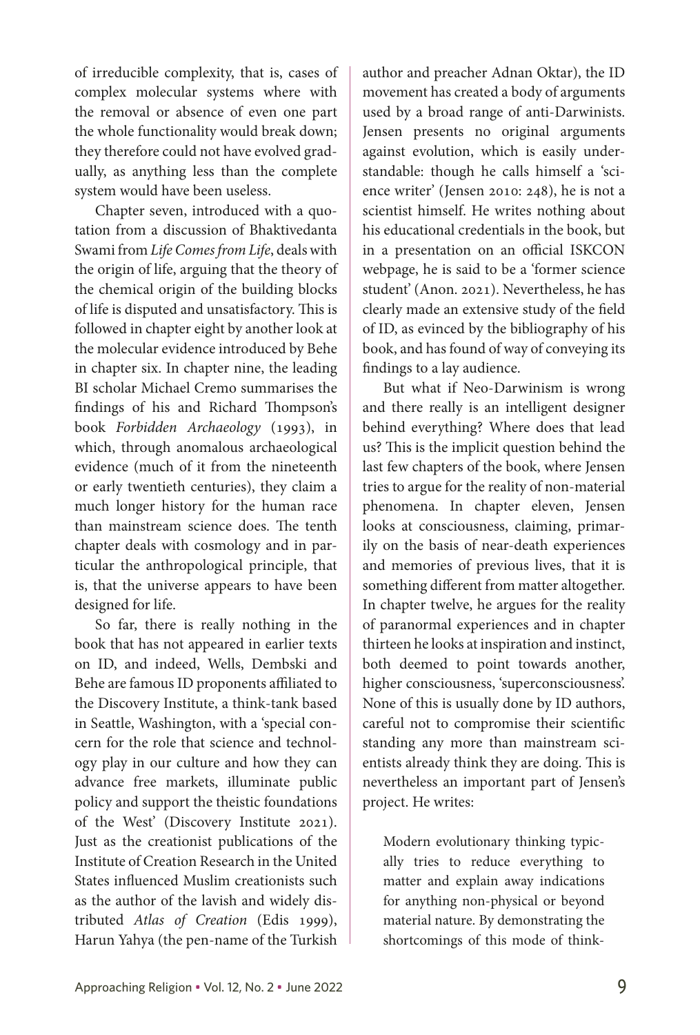of irreducible complexity, that is, cases of complex molecular systems where with the removal or absence of even one part the whole functionality would break down; they therefore could not have evolved gradually, as anything less than the complete system would have been useless.

Chapter seven, introduced with a quotation from a discussion of Bhaktivedanta Swami from *Life Comes from Life*, deals with the origin of life, arguing that the theory of the chemical origin of the building blocks of life is disputed and unsatisfactory. This is followed in chapter eight by another look at the molecular evidence introduced by Behe in chapter six. In chapter nine, the leading BI scholar Michael Cremo summarises the findings of his and Richard Thompson's book *Forbidden Archaeology* (1993), in which, through anomalous archaeological evidence (much of it from the nineteenth or early twentieth centuries), they claim a much longer history for the human race than mainstream science does. The tenth chapter deals with cosmology and in particular the anthropological principle, that is, that the universe appears to have been designed for life.

So far, there is really nothing in the book that has not appeared in earlier texts on ID, and indeed, Wells, Dembski and Behe are famous ID proponents affiliated to the Discovery Institute, a think-tank based in Seattle, Washington, with a 'special concern for the role that science and technology play in our culture and how they can advance free markets, illuminate public policy and support the theistic foundations of the West' (Discovery Institute 2021). Just as the creationist publications of the Institute of Creation Research in the United States influenced Muslim creationists such as the author of the lavish and widely distributed *Atlas of Creation* (Edis 1999), Harun Yahya (the pen-name of the Turkish author and preacher Adnan Oktar), the ID movement has created a body of arguments used by a broad range of anti-Darwinists. Jensen presents no original arguments against evolution, which is easily understandable: though he calls himself a 'science writer' (Jensen 2010: 248), he is not a scientist himself. He writes nothing about his educational credentials in the book, but in a presentation on an official ISKCON webpage, he is said to be a 'former science student' (Anon. 2021). Nevertheless, he has clearly made an extensive study of the field of ID, as evinced by the bibliography of his book, and has found of way of conveying its findings to a lay audience.

But what if Neo-Darwinism is wrong and there really is an intelligent designer behind everything? Where does that lead us? This is the implicit question behind the last few chapters of the book, where Jensen tries to argue for the reality of non-material phenomena. In chapter eleven, Jensen looks at consciousness, claiming, primarily on the basis of near-death experiences and memories of previous lives, that it is something different from matter altogether. In chapter twelve, he argues for the reality of paranormal experiences and in chapter thirteen he looks at inspiration and instinct, both deemed to point towards another, higher consciousness, 'superconsciousness'. None of this is usually done by ID authors, careful not to compromise their scientific standing any more than mainstream scientists already think they are doing. This is nevertheless an important part of Jensen's project. He writes:

> Modern evolutionary thinking typically tries to reduce everything to matter and explain away indications for anything non-physical or beyond material nature. By demonstrating the shortcomings of this mode of think-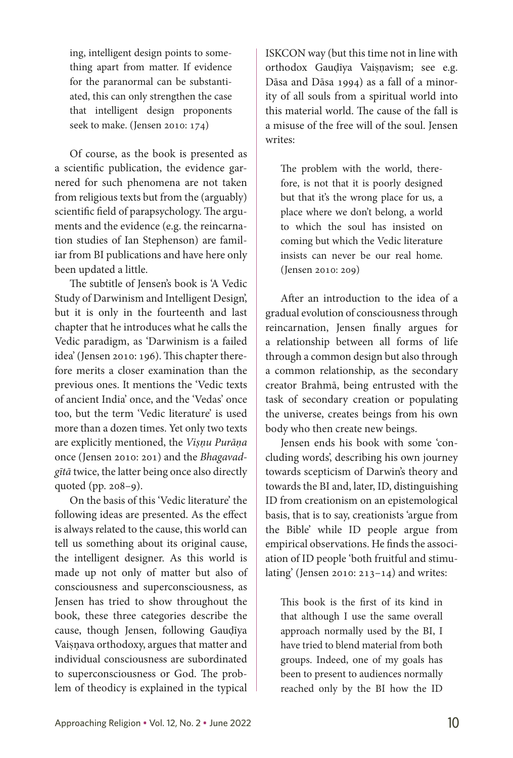ing, intelligent design points to something apart from matter. If evidence for the paranormal can be substantiated, this can only strengthen the case that intelligent design proponents seek to make. (Jensen 2010: 174)

Of course, as the book is presented as a scientific publication, the evidence garnered for such phenomena are not taken from religious texts but from the (arguably) scientific field of parapsychology. The arguments and the evidence (e.g. the reincarnation studies of Ian Stephenson) are familiar from BI publications and have here only been updated a little.

The subtitle of Jensen's book is 'A Vedic Study of Darwinism and Intelligent Design', but it is only in the fourteenth and last chapter that he introduces what he calls the Vedic paradigm, as 'Darwinism is a failed idea' (Jensen 2010: 196). This chapter therefore merits a closer examination than the previous ones. It mentions the 'Vedic texts of ancient India' once, and the 'Vedas' once too, but the term 'Vedic literature' is used more than a dozen times. Yet only two texts are explicitly mentioned, the *Viṣṇu Purāṇa* once (Jensen 2010: 201) and the *Bhagavadgītā* twice, the latter being once also directly quoted (pp. 208–9).

On the basis of this 'Vedic literature' the following ideas are presented. As the effect is always related to the cause, this world can tell us something about its original cause, the intelligent designer. As this world is made up not only of matter but also of consciousness and superconsciousness, as Jensen has tried to show throughout the book, these three categories describe the cause, though Jensen, following Gauḍīya Vaiṣṇava orthodoxy, argues that matter and individual consciousness are subordinated to superconsciousness or God. The problem of theodicy is explained in the typical ISKCON way (but this time not in line with orthodox Gauḍīya Vaiṣṇavism; see e.g. Dāsa and Dāsa 1994) as a fall of a minority of all souls from a spiritual world into this material world. The cause of the fall is a misuse of the free will of the soul. Jensen writes:

> The problem with the world, therefore, is not that it is poorly designed but that it's the wrong place for us, a place where we don't belong, a world to which the soul has insisted on coming but which the Vedic literature insists can never be our real home. (Jensen 2010: 209)

After an introduction to the idea of a gradual evolution of consciousness through reincarnation, Jensen finally argues for a relationship between all forms of life through a common design but also through a common relationship, as the secondary creator Brahmā, being entrusted with the task of secondary creation or populating the universe, creates beings from his own body who then create new beings.

Jensen ends his book with some 'concluding words', describing his own journey towards scepticism of Darwin's theory and towards the BI and, later, ID, distinguishing ID from creationism on an epistemological basis, that is to say, creationists 'argue from the Bible' while ID people argue from empirical observations. He finds the association of ID people 'both fruitful and stimulating' (Jensen 2010: 213–14) and writes:

> This book is the first of its kind in that although I use the same overall approach normally used by the BI, I have tried to blend material from both groups. Indeed, one of my goals has been to present to audiences normally reached only by the BI how the ID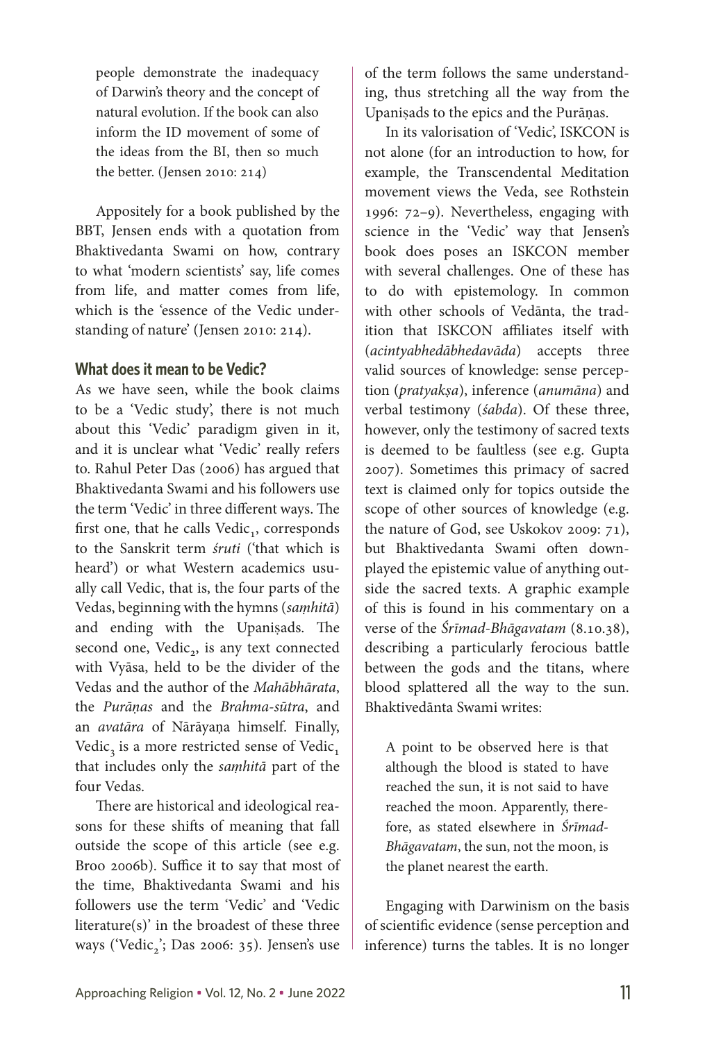> people demonstrate the inadequacy of Darwin's theory and the concept of natural evolution. If the book can also inform the ID movement of some of the ideas from the BI, then so much the better. (Jensen 2010: 214)

Appositely for a book published by the BBT, Jensen ends with a quotation from Bhaktivedanta Swami on how, contrary to what 'modern scientists' say, life comes from life, and matter comes from life, which is the 'essence of the Vedic understanding of nature' (Jensen 2010: 214).

## What does it mean to be Vedic?

As we have seen, while the book claims to be a 'Vedic study', there is not much about this 'Vedic' paradigm given in it, and it is unclear what 'Vedic' really refers to. Rahul Peter Das (2006) has argued that Bhaktivedanta Swami and his followers use the term 'Vedic' in three different ways. The first one, that he calls $\text{Vedic}_1$, corresponds to the Sanskrit term *śruti* ('that which is heard') or what Western academics usually call Vedic, that is, the four parts of the Vedas, beginning with the hymns (*saṃhitā*) and ending with the Upaniṣads. The second one, $\text{Vedic}_2$, is any text connected with Vyāsa, held to be the divider of the Vedas and the author of the *Mahābhārata*, the *Purāṇas* and the *Brahma-sūtra*, and an *avatāra* of Nārāyaṇa himself. Finally, $\text{Vedic}_3$ is a more restricted sense of $\text{Vedic}_1$ that includes only the *saṃhitā* part of the four Vedas.

There are historical and ideological reasons for these shifts of meaning that fall outside the scope of this article (see e.g. Broo 2006b). Suffice it to say that most of the time, Bhaktivedanta Swami and his followers use the term 'Vedic' and 'Vedic literature(s)' in the broadest of these three ways ('$\text{Vedic}_2$'; Das 2006: 35). Jensen's use of the term follows the same understanding, thus stretching all the way from the Upaniṣads to the epics and the Purāṇas.

In its valorisation of 'Vedic', ISKCON is not alone (for an introduction to how, for example, the Transcendental Meditation movement views the Veda, see Rothstein 1996: 72–9). Nevertheless, engaging with science in the 'Vedic' way that Jensen's book does poses an ISKCON member with several challenges. One of these has to do with epistemology. In common with other schools of Vedānta, the tradition that ISKCON affiliates itself with (*acintyabhedābhedavāda*) accepts three valid sources of knowledge: sense perception (*pratyakṣa*), inference (*anumāna*) and verbal testimony (*śabda*). Of these three, however, only the testimony of sacred texts is deemed to be faultless (see e.g. Gupta 2007). Sometimes this primacy of sacred text is claimed only for topics outside the scope of other sources of knowledge (e.g. the nature of God, see Uskokov 2009: 71), but Bhaktivedanta Swami often downplayed the epistemic value of anything outside the sacred texts. A graphic example of this is found in his commentary on a verse of the *Śrīmad-Bhāgavatam* (8.10.38), describing a particularly ferocious battle between the gods and the titans, where blood splattered all the way to the sun. Bhaktivedānta Swami writes:

> A point to be observed here is that although the blood is stated to have reached the sun, it is not said to have reached the moon. Apparently, therefore, as stated elsewhere in *Śrīmad-Bhāgavatam*, the sun, not the moon, is the planet nearest the earth.

Engaging with Darwinism on the basis of scientific evidence (sense perception and inference) turns the tables. It is no longer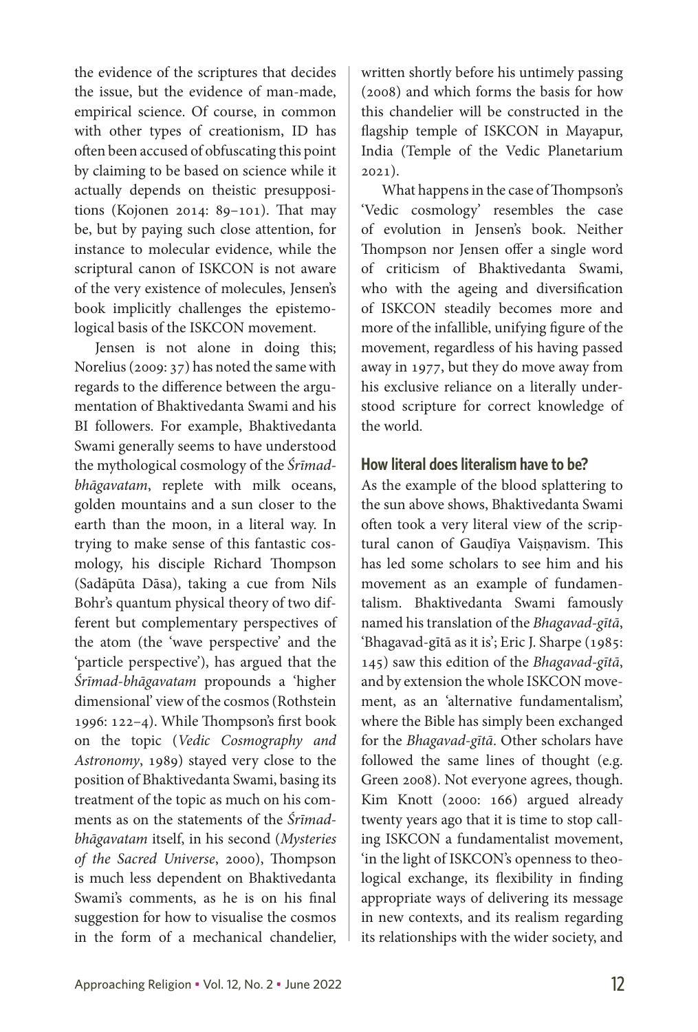the evidence of the scriptures that decides the issue, but the evidence of man-made, empirical science. Of course, in common with other types of creationism, ID has often been accused of obfuscating this point by claiming to be based on science while it actually depends on theistic presuppositions (Kojonen 2014: 89–101). That may be, but by paying such close attention, for instance to molecular evidence, while the scriptural canon of ISKCON is not aware of the very existence of molecules, Jensen's book implicitly challenges the epistemological basis of the ISKCON movement.

Jensen is not alone in doing this; Norelius (2009: 37) has noted the same with regards to the difference between the argumentation of Bhaktivedanta Swami and his BI followers. For example, Bhaktivedanta Swami generally seems to have understood the mythological cosmology of the *Śrīmad-bhāgavatam*, replete with milk oceans, golden mountains and a sun closer to the earth than the moon, in a literal way. In trying to make sense of this fantastic cosmology, his disciple Richard Thompson (Sadāpūta Dāsa), taking a cue from Nils Bohr's quantum physical theory of two different but complementary perspectives of the atom (the 'wave perspective' and the 'particle perspective'), has argued that the *Śrīmad-bhāgavatam* propounds a 'higher dimensional' view of the cosmos (Rothstein 1996: 122–4). While Thompson's first book on the topic (*Vedic Cosmography and Astronomy*, 1989) stayed very close to the position of Bhaktivedanta Swami, basing its treatment of the topic as much on his comments as on the statements of the *Śrīmad-bhāgavatam* itself, in his second (*Mysteries of the Sacred Universe*, 2000), Thompson is much less dependent on Bhaktivedanta Swami's comments, as he is on his final suggestion for how to visualise the cosmos in the form of a mechanical chandelier, written shortly before his untimely passing (2008) and which forms the basis for how this chandelier will be constructed in the flagship temple of ISKCON in Mayapur, India (Temple of the Vedic Planetarium 2021).

What happens in the case of Thompson's 'Vedic cosmology' resembles the case of evolution in Jensen's book. Neither Thompson nor Jensen offer a single word of criticism of Bhaktivedanta Swami, who with the ageing and diversification of ISKCON steadily becomes more and more of the infallible, unifying figure of the movement, regardless of his having passed away in 1977, but they do move away from his exclusive reliance on a literally understood scripture for correct knowledge of the world.

## How literal does literalism have to be?

As the example of the blood splattering to the sun above shows, Bhaktivedanta Swami often took a very literal view of the scriptural canon of Gauḍīya Vaiṣṇavism. This has led some scholars to see him and his movement as an example of fundamentalism. Bhaktivedanta Swami famously named his translation of the *Bhagavad-gītā*, 'Bhagavad-gītā as it is'; Eric J. Sharpe (1985: 145) saw this edition of the *Bhagavad-gītā*, and by extension the whole ISKCON movement, as an 'alternative fundamentalism', where the Bible has simply been exchanged for the *Bhagavad-gītā*. Other scholars have followed the same lines of thought (e.g. Green 2008). Not everyone agrees, though. Kim Knott (2000: 166) argued already twenty years ago that it is time to stop calling ISKCON a fundamentalist movement, 'in the light of ISKCON's openness to theological exchange, its flexibility in finding appropriate ways of delivering its message in new contexts, and its realism regarding its relationships with the wider society, and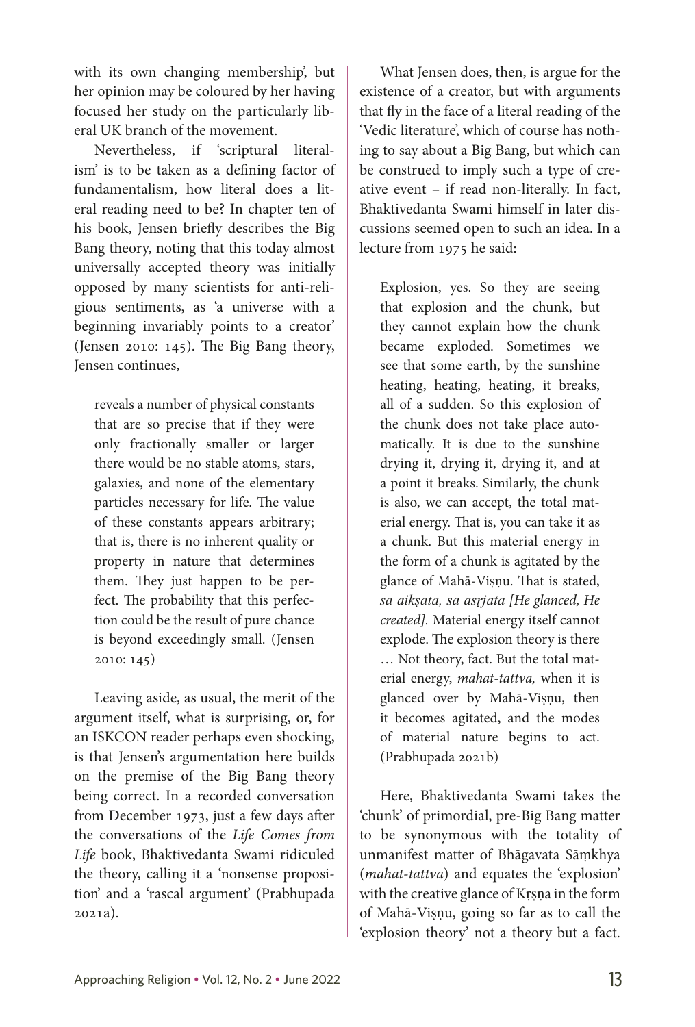with its own changing membership', but her opinion may be coloured by her having focused her study on the particularly liberal UK branch of the movement.

Nevertheless, if 'scriptural literalism' is to be taken as a defining factor of fundamentalism, how literal does a literal reading need to be? In chapter ten of his book, Jensen briefly describes the Big Bang theory, noting that this today almost universally accepted theory was initially opposed by many scientists for anti-religious sentiments, as 'a universe with a beginning invariably points to a creator' (Jensen 2010: 145). The Big Bang theory, Jensen continues,

> reveals a number of physical constants that are so precise that if they were only fractionally smaller or larger there would be no stable atoms, stars, galaxies, and none of the elementary particles necessary for life. The value of these constants appears arbitrary; that is, there is no inherent quality or property in nature that determines them. They just happen to be perfect. The probability that this perfection could be the result of pure chance is beyond exceedingly small. (Jensen 2010: 145)

Leaving aside, as usual, the merit of the argument itself, what is surprising, or, for an ISKCON reader perhaps even shocking, is that Jensen's argumentation here builds on the premise of the Big Bang theory being correct. In a recorded conversation from December 1973, just a few days after the conversations of the *Life Comes from Life* book, Bhaktivedanta Swami ridiculed the theory, calling it a 'nonsense proposition' and a 'rascal argument' (Prabhupada 2021a).

What Jensen does, then, is argue for the existence of a creator, but with arguments that fly in the face of a literal reading of the 'Vedic literature', which of course has nothing to say about a Big Bang, but which can be construed to imply such a type of creative event – if read non-literally. In fact, Bhaktivedanta Swami himself in later discussions seemed open to such an idea. In a lecture from 1975 he said:

> Explosion, yes. So they are seeing that explosion and the chunk, but they cannot explain how the chunk became exploded. Sometimes we see that some earth, by the sunshine heating, heating, heating, it breaks, all of a sudden. So this explosion of the chunk does not take place automatically. It is due to the sunshine drying it, drying it, drying it, and at a point it breaks. Similarly, the chunk is also, we can accept, the total material energy. That is, you can take it as a chunk. But this material energy in the form of a chunk is agitated by the glance of Mahā-Viṣṇu. That is stated, *sa aikṣata, sa asṛjata [He glanced, He created].* Material energy itself cannot explode. The explosion theory is there … Not theory, fact. But the total material energy, *mahat-tattva,* when it is glanced over by Mahā-Viṣṇu, then it becomes agitated, and the modes of material nature begins to act. (Prabhupada 2021b)

Here, Bhaktivedanta Swami takes the 'chunk' of primordial, pre-Big Bang matter to be synonymous with the totality of unmanifest matter of Bhāgavata Sāṃkhya (*mahat-tattva*) and equates the 'explosion' with the creative glance of Kṛṣṇa in the form of Mahā-Viṣṇu, going so far as to call the 'explosion theory' not a theory but a fact.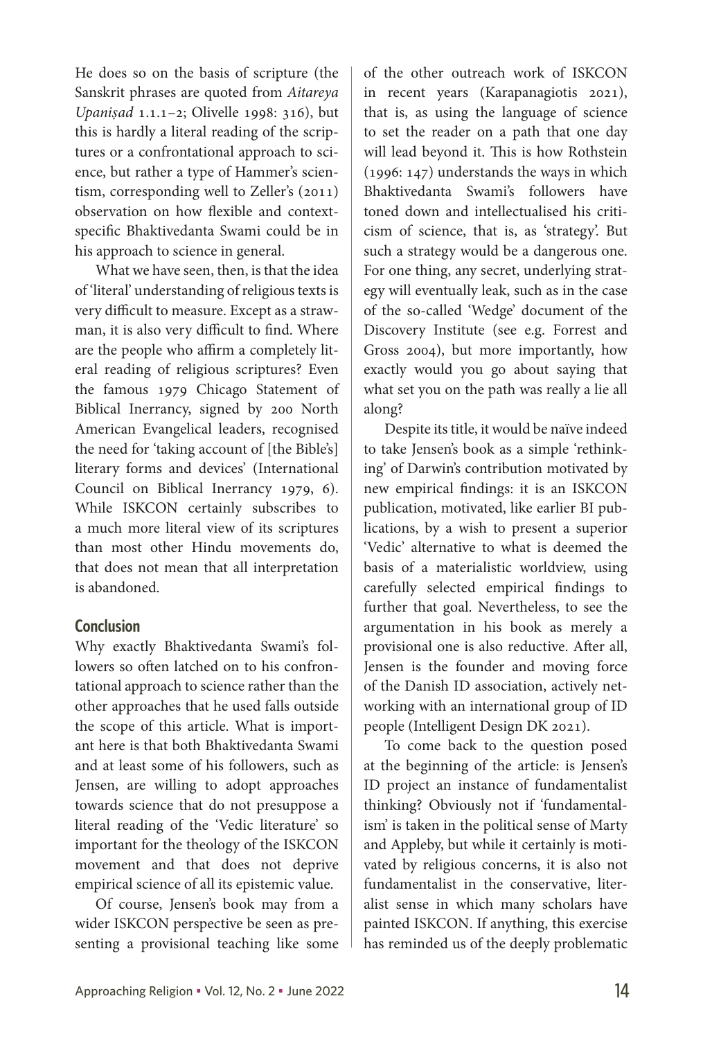He does so on the basis of scripture (the Sanskrit phrases are quoted from *Aitareya Upaniṣad* 1.1.1–2; Olivelle 1998: 316), but this is hardly a literal reading of the scriptures or a confrontational approach to science, but rather a type of Hammer's scientism, corresponding well to Zeller's (2011) observation on how flexible and context-specific Bhaktivedanta Swami could be in his approach to science in general.

What we have seen, then, is that the idea of 'literal' understanding of religious texts is very difficult to measure. Except as a strawman, it is also very difficult to find. Where are the people who affirm a completely literal reading of religious scriptures? Even the famous 1979 Chicago Statement of Biblical Inerrancy, signed by 200 North American Evangelical leaders, recognised the need for 'taking account of [the Bible's] literary forms and devices' (International Council on Biblical Inerrancy 1979, 6). While ISKCON certainly subscribes to a much more literal view of its scriptures than most other Hindu movements do, that does not mean that all interpretation is abandoned.

## Conclusion

Why exactly Bhaktivedanta Swami's followers so often latched on to his confrontational approach to science rather than the other approaches that he used falls outside the scope of this article. What is important here is that both Bhaktivedanta Swami and at least some of his followers, such as Jensen, are willing to adopt approaches towards science that do not presuppose a literal reading of the 'Vedic literature' so important for the theology of the ISKCON movement and that does not deprive empirical science of all its epistemic value.

Of course, Jensen's book may from a wider ISKCON perspective be seen as presenting a provisional teaching like some of the other outreach work of ISKCON in recent years (Karapanagiotis 2021), that is, as using the language of science to set the reader on a path that one day will lead beyond it. This is how Rothstein (1996: 147) understands the ways in which Bhaktivedanta Swami's followers have toned down and intellectualised his criticism of science, that is, as 'strategy'. But such a strategy would be a dangerous one. For one thing, any secret, underlying strategy will eventually leak, such as in the case of the so-called 'Wedge' document of the Discovery Institute (see e.g. Forrest and Gross 2004), but more importantly, how exactly would you go about saying that what set you on the path was really a lie all along?

Despite its title, it would be naïve indeed to take Jensen's book as a simple 'rethinking' of Darwin's contribution motivated by new empirical findings: it is an ISKCON publication, motivated, like earlier BI publications, by a wish to present a superior 'Vedic' alternative to what is deemed the basis of a materialistic worldview, using carefully selected empirical findings to further that goal. Nevertheless, to see the argumentation in his book as merely a provisional one is also reductive. After all, Jensen is the founder and moving force of the Danish ID association, actively networking with an international group of ID people (Intelligent Design DK 2021).

To come back to the question posed at the beginning of the article: is Jensen's ID project an instance of fundamentalist thinking? Obviously not if 'fundamentalism' is taken in the political sense of Marty and Appleby, but while it certainly is motivated by religious concerns, it is also not fundamentalist in the conservative, literalist sense in which many scholars have painted ISKCON. If anything, this exercise has reminded us of the deeply problematic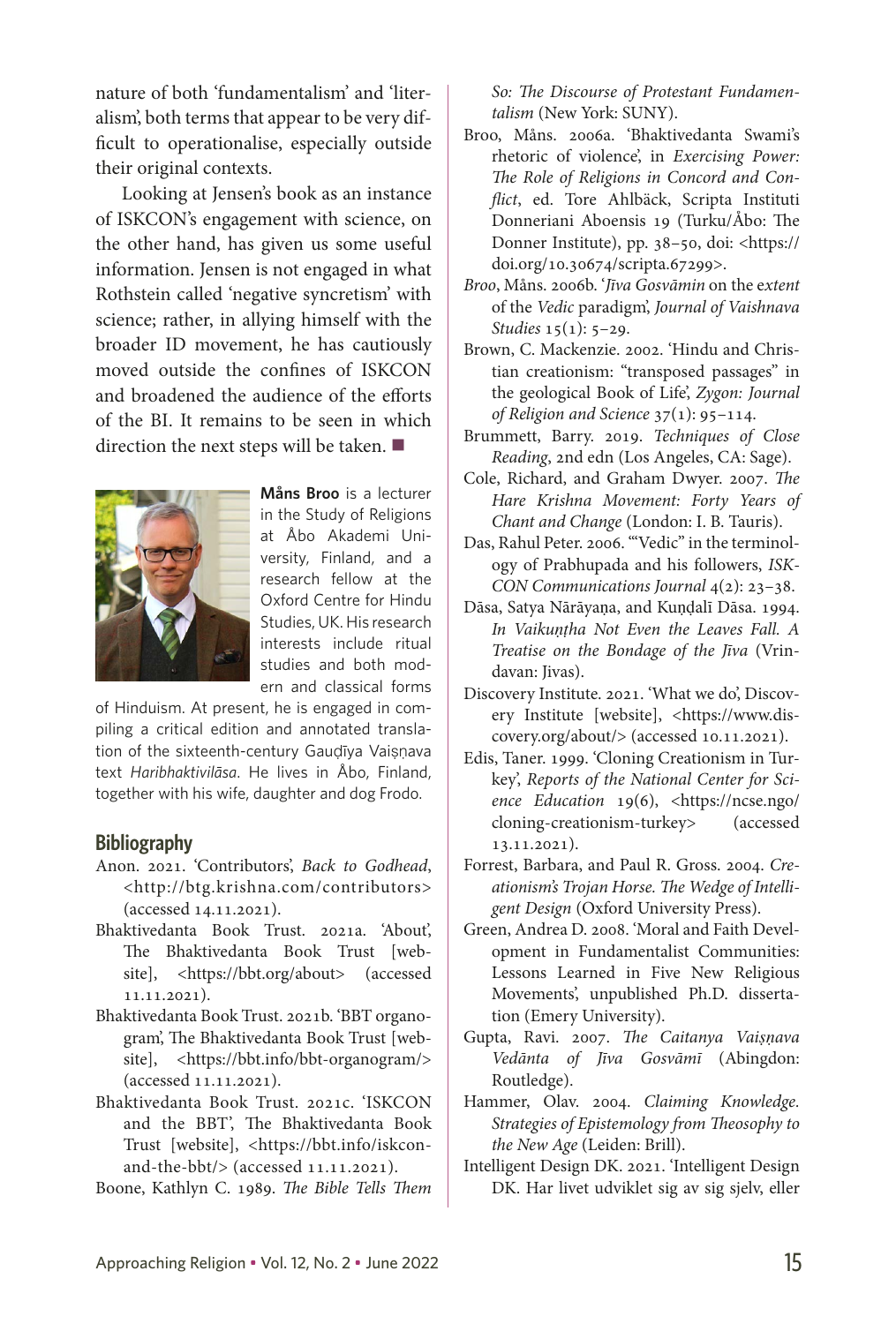nature of both 'fundamentalism' and 'literalism', both terms that appear to be very difficult to operationalise, especially outside their original contexts.

Looking at Jensen's book as an instance of ISKCON's engagement with science, on the other hand, has given us some useful information. Jensen is not engaged in what Rothstein called 'negative syncretism' with science; rather, in allying himself with the broader ID movement, he has cautiously moved outside the confines of ISKCON and broadened the audience of the efforts of the BI. It remains to be seen in which direction the next steps will be taken. ■

**Måns Broo** is a lecturer in the Study of Religions at Åbo Akademi University, Finland, and a research fellow at the Oxford Centre for Hindu Studies, UK. His research interests include ritual studies and both modern and classical forms of Hinduism. At present, he is engaged in compiling a critical edition and annotated translation of the sixteenth-century Gauḍīya Vaiṣṇava text *Haribhaktivilāsa*. He lives in Åbo, Finland, together with his wife, daughter and dog Frodo.

## Bibliography

Anon. 2021. 'Contributors', *Back to Godhead*, <http://btg.krishna.com/contributors> (accessed 14.11.2021).

Bhaktivedanta Book Trust. 2021a. 'About', The Bhaktivedanta Book Trust [website], <https://bbt.org/about> (accessed 11.11.2021).

Bhaktivedanta Book Trust. 2021b. 'BBT organogram', The Bhaktivedanta Book Trust [website], <https://bbt.info/bbt-organogram/> (accessed 11.11.2021).

Bhaktivedanta Book Trust. 2021c. 'ISKCON and the BBT', The Bhaktivedanta Book Trust [website], <https://bbt.info/iskcon-and-the-bbt/> (accessed 11.11.2021).

Boone, Kathlyn C. 1989. *The Bible Tells Them So: The Discourse of Protestant Fundamentalism* (New York: SUNY).

Broo, Måns. 2006a. 'Bhaktivedanta Swami's rhetoric of violence', in *Exercising Power: The Role of Religions in Concord and Conflict*, ed. Tore Ahlbäck, Scripta Instituti Donneriani Aboensis 19 (Turku/Åbo: The Donner Institute), pp. 38–50, doi: <https://doi.org/10.30674/scripta.67299>.

*Broo*, Måns. 2006b. '*Jīva Gosvāmin* on the *extent* of the *Vedic* paradigm', *Journal of Vaishnava Studies* 15(1): 5–29.

Brown, C. Mackenzie. 2002. 'Hindu and Christian creationism: "transposed passages" in the geological Book of Life', *Zygon: Journal of Religion and Science* 37(1): 95–114.

Brummett, Barry. 2019. *Techniques of Close Reading*, 2nd edn (Los Angeles, CA: Sage).

Cole, Richard, and Graham Dwyer. 2007. *The Hare Krishna Movement: Forty Years of Chant and Change* (London: I. B. Tauris).

Das, Rahul Peter. 2006. '"Vedic" in the terminology of Prabhupada and his followers, *ISKCON Communications Journal* 4(2): 23–38.

Dāsa, Satya Nārāyaṇa, and Kuṇḍalī Dāsa. 1994. *In Vaikuṇṭha Not Even the Leaves Fall. A Treatise on the Bondage of the Jīva* (Vrindavan: Jivas).

Discovery Institute. 2021. 'What we do', Discovery Institute [website], <https://www.discovery.org/about/> (accessed 10.11.2021).

Edis, Taner. 1999. 'Cloning Creationism in Turkey', *Reports of the National Center for Science Education* 19(6), <https://ncse.ngo/cloning-creationism-turkey> (accessed 13.11.2021).

Forrest, Barbara, and Paul R. Gross. 2004. *Creationism's Trojan Horse. The Wedge of Intelligent Design* (Oxford University Press).

Green, Andrea D. 2008. 'Moral and Faith Development in Fundamentalist Communities: Lessons Learned in Five New Religious Movements', unpublished Ph.D. dissertation (Emery University).

Gupta, Ravi. 2007. *The Caitanya Vaiṣṇava Vedānta of Jīva Gosvāmī* (Abingdon: Routledge).

Hammer, Olav. 2004. *Claiming Knowledge. Strategies of Epistemology from Theosophy to the New Age* (Leiden: Brill).

Intelligent Design DK. 2021. 'Intelligent Design DK. Har livet udviklet sig av sig sjelv, eller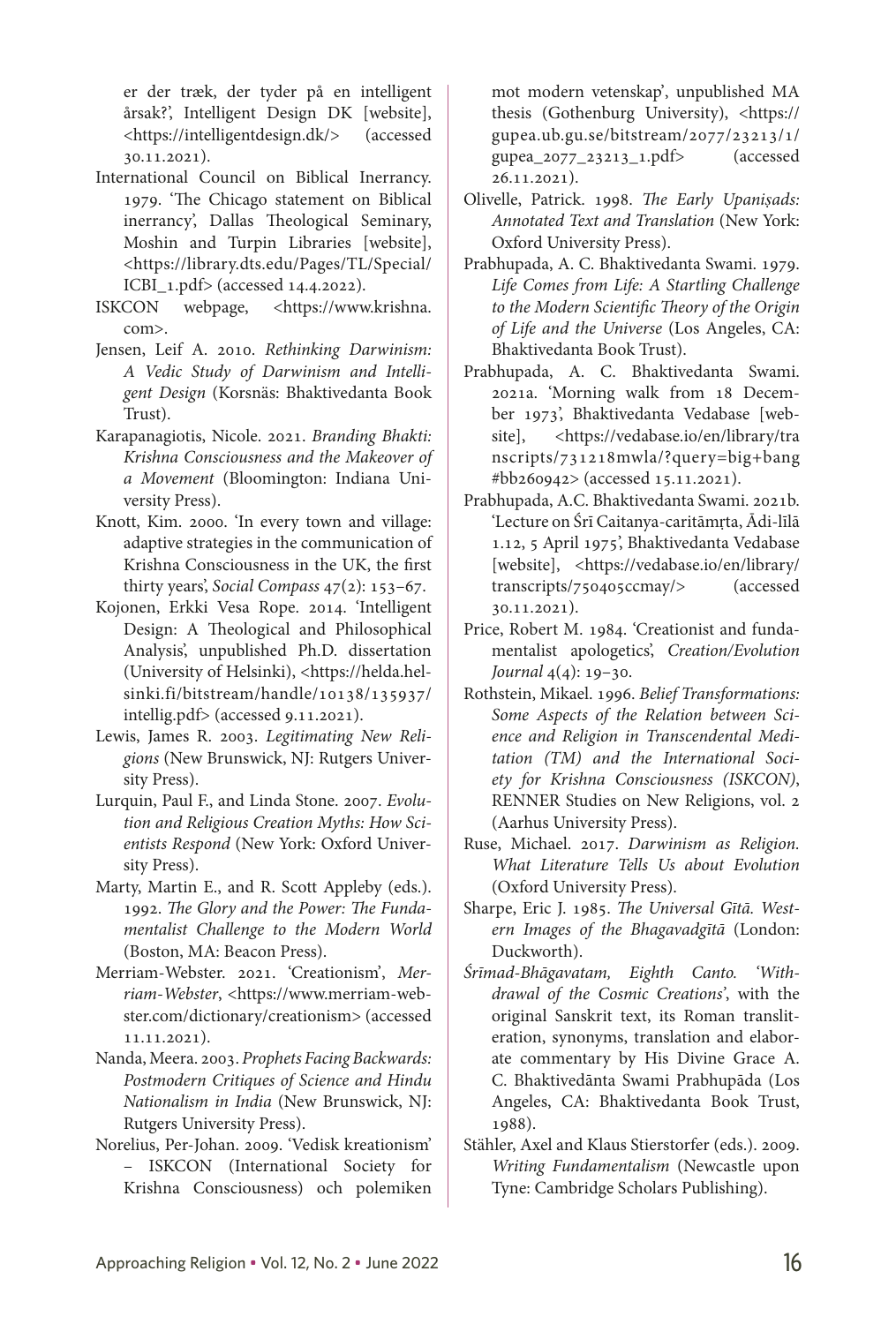er der træk, der tyder på en intelligent årsak?', Intelligent Design DK [website], <https://intelligentdesign.dk/> (accessed 30.11.2021).

International Council on Biblical Inerrancy. 1979. 'The Chicago statement on Biblical inerrancy', Dallas Theological Seminary, Moshin and Turpin Libraries [website], <https://library.dts.edu/Pages/TL/Special/ICBI_1.pdf> (accessed 14.4.2022).

ISKCON webpage, <https://www.krishna.com>.

Jensen, Leif A. 2010. *Rethinking Darwinism: A Vedic Study of Darwinism and Intelligent Design* (Korsnäs: Bhaktivedanta Book Trust).

Karapanagiotis, Nicole. 2021. *Branding Bhakti: Krishna Consciousness and the Makeover of a Movement* (Bloomington: Indiana University Press).

Knott, Kim. 2000. 'In every town and village: adaptive strategies in the communication of Krishna Consciousness in the UK, the first thirty years', *Social Compass* 47(2): 153–67.

Kojonen, Erkki Vesa Rope. 2014. 'Intelligent Design: A Theological and Philosophical Analysis', unpublished Ph.D. dissertation (University of Helsinki), <https://helda.helsinki.fi/bitstream/handle/10138/135937/intellig.pdf> (accessed 9.11.2021).

Lewis, James R. 2003. *Legitimating New Religions* (New Brunswick, NJ: Rutgers University Press).

Lurquin, Paul F., and Linda Stone. 2007. *Evolution and Religious Creation Myths: How Scientists Respond* (New York: Oxford University Press).

Marty, Martin E., and R. Scott Appleby (eds.). 1992. *The Glory and the Power: The Fundamentalist Challenge to the Modern World* (Boston, MA: Beacon Press).

Merriam-Webster. 2021. 'Creationism', *Merriam-Webster*, <https://www.merriam-webster.com/dictionary/creationism> (accessed 11.11.2021).

Nanda, Meera. 2003. *Prophets Facing Backwards: Postmodern Critiques of Science and Hindu Nationalism in India* (New Brunswick, NJ: Rutgers University Press).

Norelius, Per-Johan. 2009. 'Vedisk kreationism' – ISKCON (International Society for Krishna Consciousness) och polemiken mot modern vetenskap', unpublished MA thesis (Gothenburg University), <https://gupea.ub.gu.se/bitstream/2077/23213/1/gupea_2077_23213_1.pdf> (accessed 26.11.2021).

Olivelle, Patrick. 1998. *The Early Upaniṣads: Annotated Text and Translation* (New York: Oxford University Press).

Prabhupada, A. C. Bhaktivedanta Swami. 1979. *Life Comes from Life: A Startling Challenge to the Modern Scientific Theory of the Origin of Life and the Universe* (Los Angeles, CA: Bhaktivedanta Book Trust).

Prabhupada, A. C. Bhaktivedanta Swami. 2021a. 'Morning walk from 18 December 1973', Bhaktivedanta Vedabase [website], <https://vedabase.io/en/library/transcripts/731218mwla/?query=big+bang#bb260942> (accessed 15.11.2021).

Prabhupada, A.C. Bhaktivedanta Swami. 2021b. 'Lecture on Śrī Caitanya-caritāmṛta, Ādi-līlā 1.12, 5 April 1975', Bhaktivedanta Vedabase [website], <https://vedabase.io/en/library/transcripts/750405ccmay/> (accessed 30.11.2021).

Price, Robert M. 1984. 'Creationist and fundamentalist apologetics', *Creation/Evolution Journal* 4(4): 19–30.

Rothstein, Mikael. 1996. *Belief Transformations: Some Aspects of the Relation between Science and Religion in Transcendental Meditation (TM) and the International Society for Krishna Consciousness (ISKCON)*, RENNER Studies on New Religions, vol. 2 (Aarhus University Press).

Ruse, Michael. 2017. *Darwinism as Religion. What Literature Tells Us about Evolution* (Oxford University Press).

Sharpe, Eric J. 1985. *The Universal Gītā. Western Images of the Bhagavadgītā* (London: Duckworth).

*Śrīmad-Bhāgavatam, Eighth Canto. 'Withdrawal of the Cosmic Creations'*, with the original Sanskrit text, its Roman transliteration, synonyms, translation and elaborate commentary by His Divine Grace A. C. Bhaktivedānta Swami Prabhupāda (Los Angeles, CA: Bhaktivedanta Book Trust, 1988).

Stähler, Axel and Klaus Stierstorfer (eds.). 2009. *Writing Fundamentalism* (Newcastle upon Tyne: Cambridge Scholars Publishing).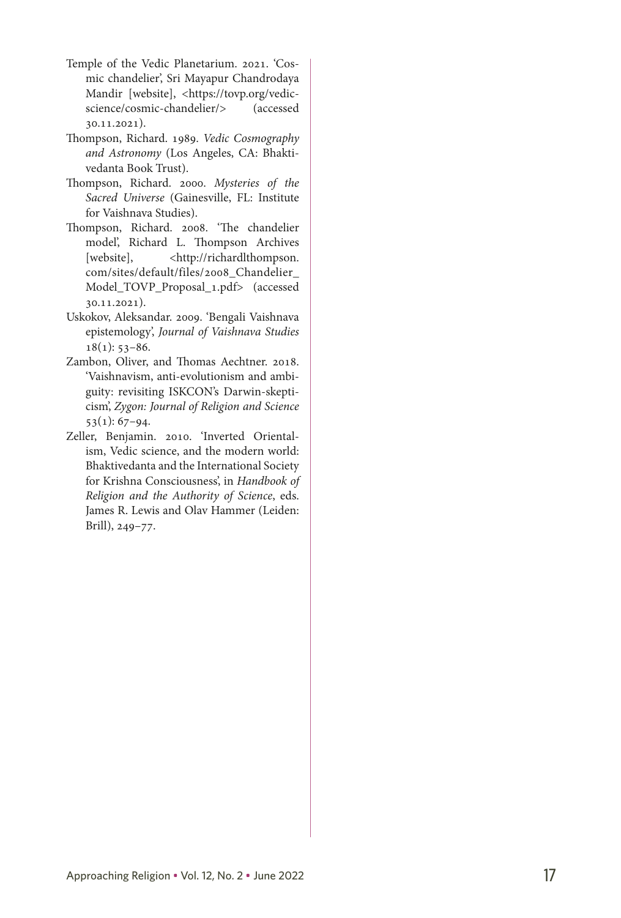Temple of the Vedic Planetarium. 2021. 'Cosmic chandelier', Sri Mayapur Chandrodaya Mandir [website], <https://tovp.org/vedic-science/cosmic-chandelier/> (accessed 30.11.2021).

Thompson, Richard. 1989. *Vedic Cosmography and Astronomy* (Los Angeles, CA: Bhaktivedanta Book Trust).

Thompson, Richard. 2000. *Mysteries of the Sacred Universe* (Gainesville, FL: Institute for Vaishnava Studies).

Thompson, Richard. 2008. 'The chandelier model', Richard L. Thompson Archives [website], <http://richardlthompson.com/sites/default/files/2008_Chandelier_Model_TOVP_Proposal_1.pdf> (accessed 30.11.2021).

Uskokov, Aleksandar. 2009. 'Bengali Vaishnava epistemology', *Journal of Vaishnava Studies* 18(1): 53–86.

Zambon, Oliver, and Thomas Aechtner. 2018. 'Vaishnavism, anti-evolutionism and ambiguity: revisiting ISKCON's Darwin-skepticism', *Zygon: Journal of Religion and Science* 53(1): 67–94.

Zeller, Benjamin. 2010. 'Inverted Orientalism, Vedic science, and the modern world: Bhaktivedanta and the International Society for Krishna Consciousness', in *Handbook of Religion and the Authority of Science*, eds. James R. Lewis and Olav Hammer (Leiden: Brill), 249–77.